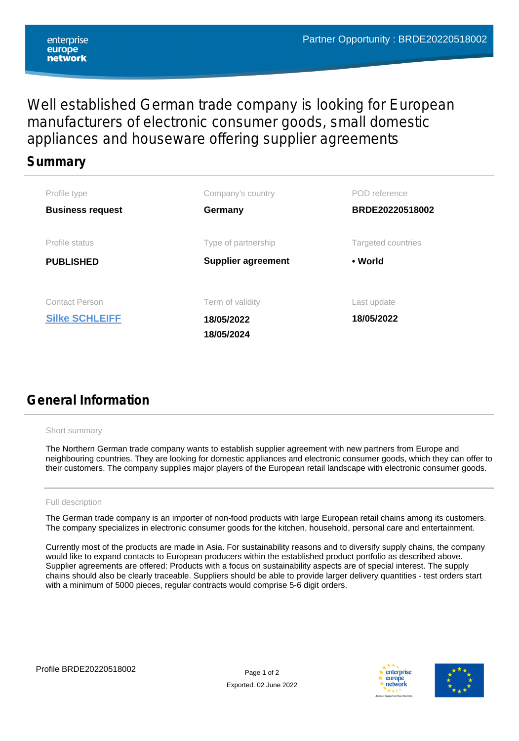Partner Opportunity : BRDE20220518002

# Well established German trade company is looking for European manufacturers of electronic consumer goods, small domestic appliances and houseware offering supplier agreements

## Summary

| Profile type | Company's country | POD reference |
|---|---|---|
| **Business request** | **Germany** | **BRDE20220518002** |
| Profile status | Type of partnership | Targeted countries |
| **PUBLISHED** | **Supplier agreement** | • **World** |
| Contact Person | Term of validity | Last update |
| **Silke SCHLEIFF** | **18/05/2022**<br>**18/05/2024** | **18/05/2022** |

## General Information

Short summary

The Northern German trade company wants to establish supplier agreement with new partners from Europe and neighbouring countries. They are looking for domestic appliances and electronic consumer goods, which they can offer to their customers. The company supplies major players of the European retail landscape with electronic consumer goods.

Full description

The German trade company is an importer of non-food products with large European retail chains among its customers. The company specializes in electronic consumer goods for the kitchen, household, personal care and entertainment.

Currently most of the products are made in Asia. For sustainability reasons and to diversify supply chains, the company would like to expand contacts to European producers within the established product portfolio as described above. Supplier agreements are offered: Products with a focus on sustainability aspects are of special interest. The supply chains should also be clearly traceable. Suppliers should be able to provide larger delivery quantities - test orders start with a minimum of 5000 pieces, regular contracts would comprise 5-6 digit orders.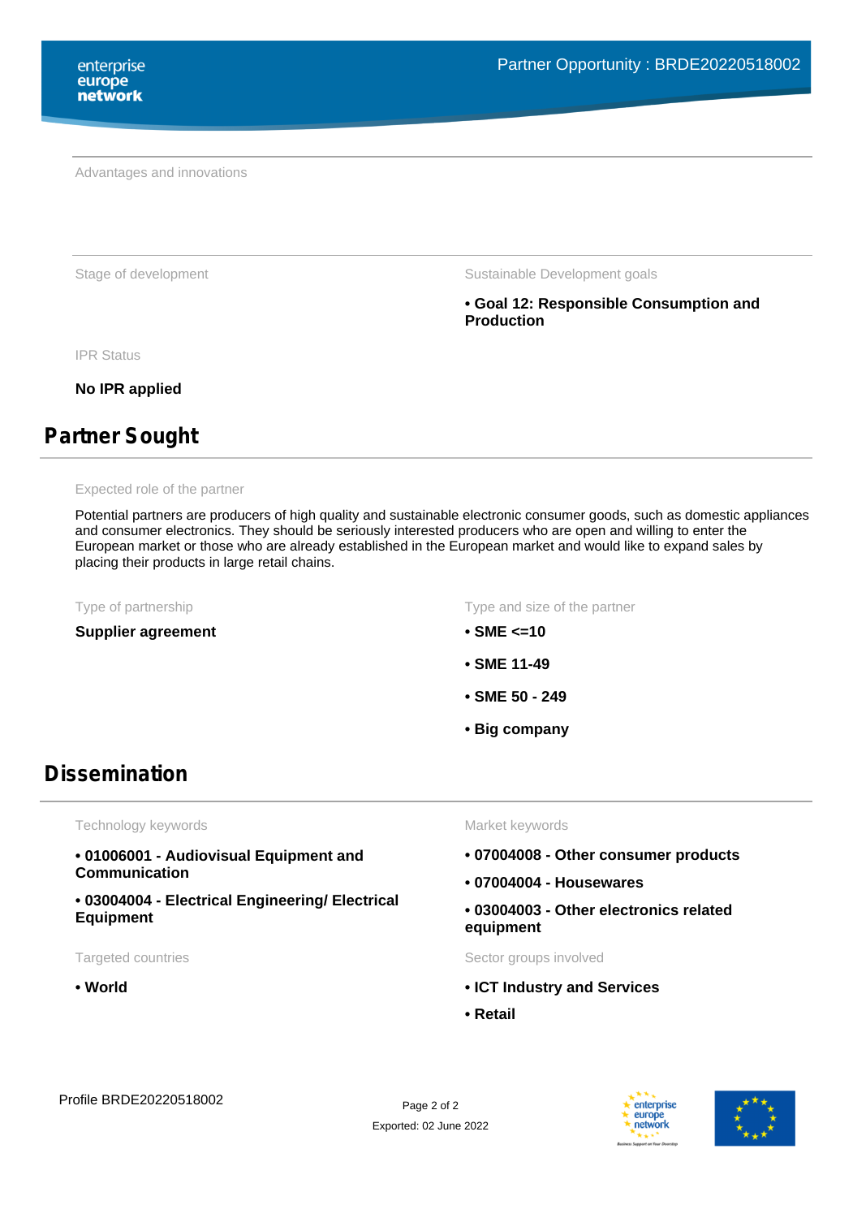Advantages and innovations

Stage of development

Sustainable Development goals

- **Goal 12: Responsible Consumption and Production**

IPR Status

**No IPR applied**

## Partner Sought

Expected role of the partner

Potential partners are producers of high quality and sustainable electronic consumer goods, such as domestic appliances and consumer electronics. They should be seriously interested producers who are open and willing to enter the European market or those who are already established in the European market and would like to expand sales by placing their products in large retail chains.

Type of partnership

**Supplier agreement**

Type and size of the partner

- **SME <=10**
- **SME 11-49**
- **SME 50 - 249**
- **Big company**

## Dissemination

Technology keywords

- **01006001 - Audiovisual Equipment and Communication**
- **03004004 - Electrical Engineering/ Electrical Equipment**

Market keywords

- **07004008 - Other consumer products**
- **07004004 - Housewares**
- **03004003 - Other electronics related equipment**

Targeted countries

- **World**

Sector groups involved

- **ICT Industry and Services**
- **Retail**